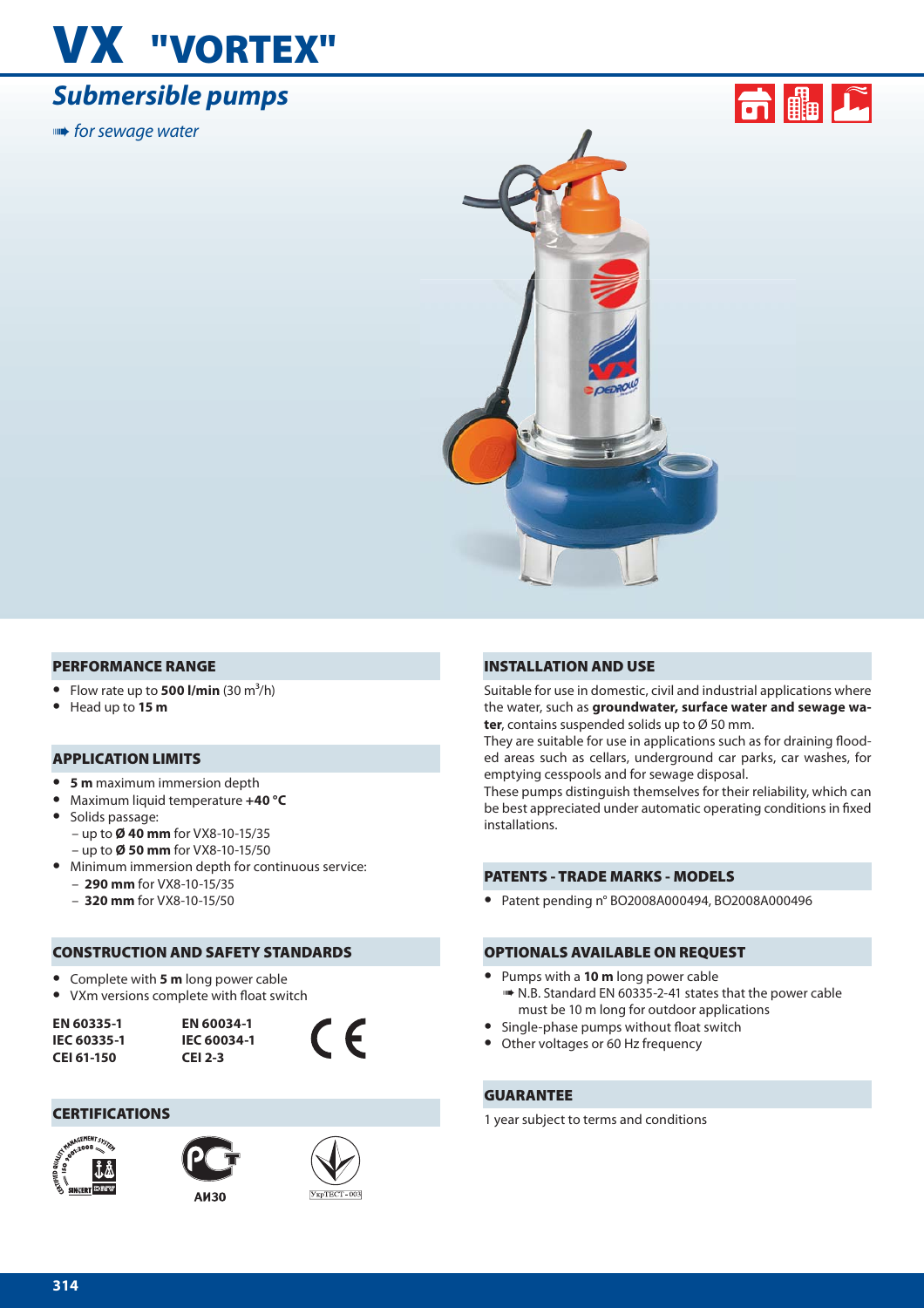# VX "VORTEX"

## *Submersible pumps*

➠ *for sewage water*

### PERFORMANCE RANGE

- Flow rate up to **500 l/min** (30 $m^3$/h)
- Head up to **15 m**

### APPLICATION LIMITS

- **5 m** maximum immersion depth
- Maximum liquid temperature **+40 °C**
- Solids passage:
  - up to **Ø 40 mm** for VX8-10-15/35
  - up to **Ø 50 mm** for VX8-10-15/50
- Minimum immersion depth for continuous service:
  - **290 mm** for VX8-10-15/35
  - **320 mm** for VX8-10-15/50

### CONSTRUCTION AND SAFETY STANDARDS

- Complete with **5 m** long power cable
- VXm versions complete with float switch

**EN 60335-1**
**IEC 60335-1**
**CEI 61-150**

**EN 60034-1**
**IEC 60034-1**
**CEI 2-3**

CE

### CERTIFICATIONS

АИ30

### INSTALLATION AND USE

Suitable for use in domestic, civil and industrial applications where the water, such as **groundwater, surface water and sewage water**, contains suspended solids up to Ø 50 mm.
They are suitable for use in applications such as for draining flooded areas such as cellars, underground car parks, car washes, for emptying cesspools and for sewage disposal.
These pumps distinguish themselves for their reliability, which can be best appreciated under automatic operating conditions in fixed installations.

### PATENTS - TRADE MARKS - MODELS

- Patent pending n° BO2008A000494, BO2008A000496

### OPTIONALS AVAILABLE ON REQUEST

- Pumps with a **10 m** long power cable
  ➠ N.B. Standard EN 60335-2-41 states that the power cable must be 10 m long for outdoor applications
- Single-phase pumps without float switch
- Other voltages or 60 Hz frequency

### GUARANTEE

1 year subject to terms and conditions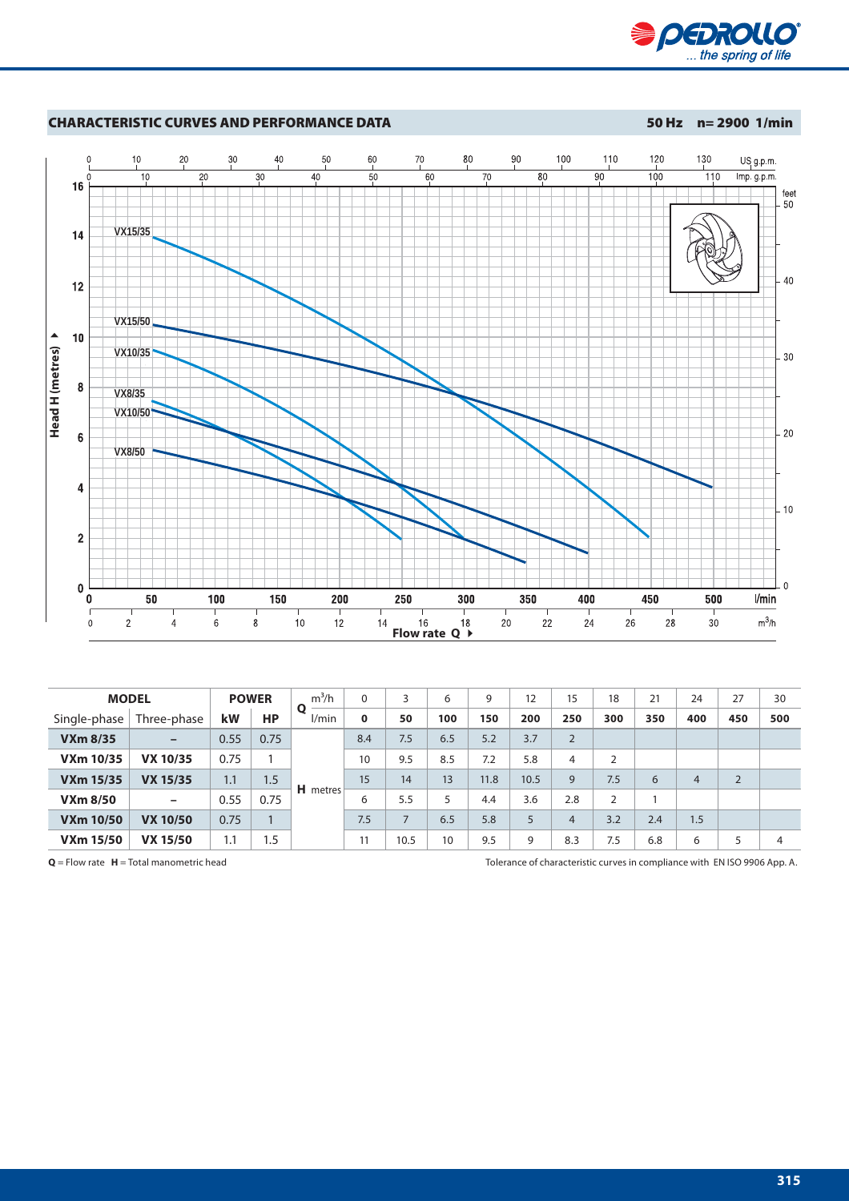## CHARACTERISTIC CURVES AND PERFORMANCE DATA

**50 Hz n= 2900 1/min**

| MODEL | | POWER | | Q | m³/h | 0 | 3 | 6 | 9 | 12 | 15 | 18 | 21 | 24 | 27 | 30 |
|---|---|---|---|---|---|---|---|---|---|---|---|---|---|---|---|---|
| Single-phase | Three-phase | kW | HP | | l/min | **0** | **50** | **100** | **150** | **200** | **250** | **300** | **350** | **400** | **450** | **500** |
| **VXm 8/35** | – | 0.55 | 0.75 | **H** metres | | 8.4 | 7.5 | 6.5 | 5.2 | 3.7 | 2 | | | | | |
| **VXm 10/35** | **VX 10/35** | 0.75 | 1 | | | 10 | 9.5 | 8.5 | 7.2 | 5.8 | 4 | 2 | | | | |
| **VXm 15/35** | **VX 15/35** | 1.1 | 1.5 | | | 15 | 14 | 13 | 11.8 | 10.5 | 9 | 7.5 | 6 | 4 | 2 | |
| **VXm 8/50** | – | 0.55 | 0.75 | | | 6 | 5.5 | 5 | 4.4 | 3.6 | 2.8 | 2 | 1 | | | |
| **VXm 10/50** | **VX 10/50** | 0.75 | 1 | | | 7.5 | 7 | 6.5 | 5.8 | 5 | 4 | 3.2 | 2.4 | 1.5 | | |
| **VXm 15/50** | **VX 15/50** | 1.1 | 1.5 | | | 11 | 10.5 | 10 | 9.5 | 9 | 8.3 | 7.5 | 6.8 | 6 | 5 | 4 |

**Q** = Flow rate **H** = Total manometric head

Tolerance of characteristic curves in compliance with EN ISO 9906 App. A.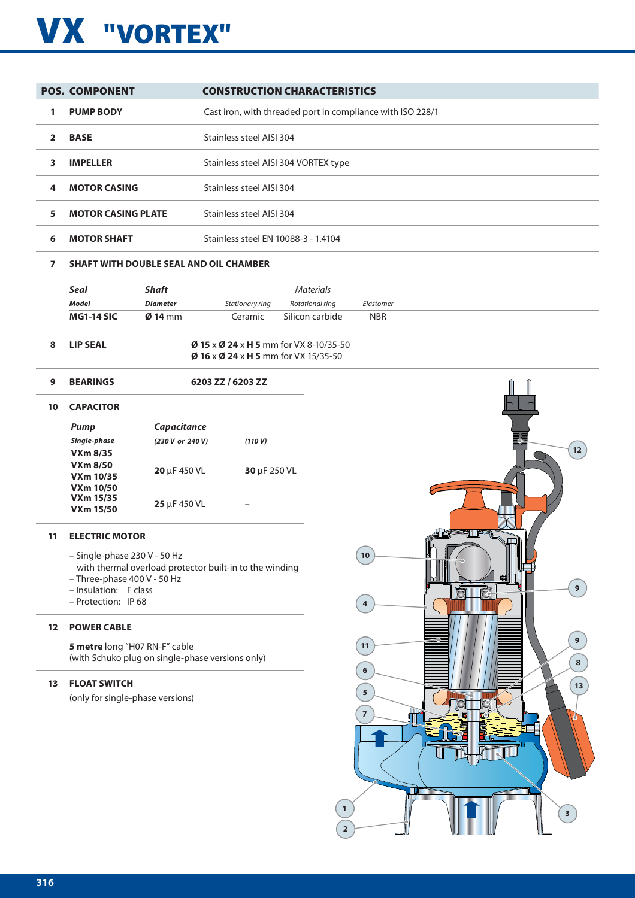# VX "VORTEX"

| POS. | COMPONENT | CONSTRUCTION CHARACTERISTICS |
|---|---|---|
| 1 | **PUMP BODY** | Cast iron, with threaded port in compliance with ISO 228/1 |
| 2 | **BASE** | Stainless steel AISI 304 |
| 3 | **IMPELLER** | Stainless steel AISI 304 VORTEX type |
| 4 | **MOTOR CASING** | Stainless steel AISI 304 |
| 5 | **MOTOR CASING PLATE** | Stainless steel AISI 304 |
| 6 | **MOTOR SHAFT** | Stainless steel EN 10088-3 - 1.4104 |
| 7 | **SHAFT WITH DOUBLE SEAL AND OIL CHAMBER** | |

| *Seal* | *Shaft* | *Materials* | | |
|---|---|---|---|---|
| ***Model*** | ***Diameter*** | *Stationary ring* | *Rotational ring* | *Elastomer* |
| **MG1-14 SIC** | **Ø 14** mm | Ceramic | Silicon carbide | NBR |

**8 LIP SEAL**

**Ø 15** x **Ø 24** x **H 5** mm for VX 8-10/35-50
**Ø 16** x **Ø 24** x **H 5** mm for VX 15/35-50

**9 BEARINGS** — **6203 ZZ / 6203 ZZ**

**10 CAPACITOR**

| *Pump* | *Capacitance* | |
|---|---|---|
| ***Single-phase*** | ***(230 V or 240 V)*** | ***(110 V)*** |
| **VXm 8/35**<br>**VXm 8/50**<br>**VXm 10/35**<br>**VXm 10/50** | **20** μF 450 VL | **30** μF 250 VL |
| **VXm 15/35**<br>**VXm 15/50** | **25** μF 450 VL | – |

**11 ELECTRIC MOTOR**

– Single-phase 230 V - 50 Hz
with thermal overload protector built-in to the winding
– Three-phase 400 V - 50 Hz
– Insulation: F class
– Protection: IP 68

**12 POWER CABLE**

**5 metre** long "H07 RN-F" cable
(with Schuko plug on single-phase versions only)

**13 FLOAT SWITCH**

(only for single-phase versions)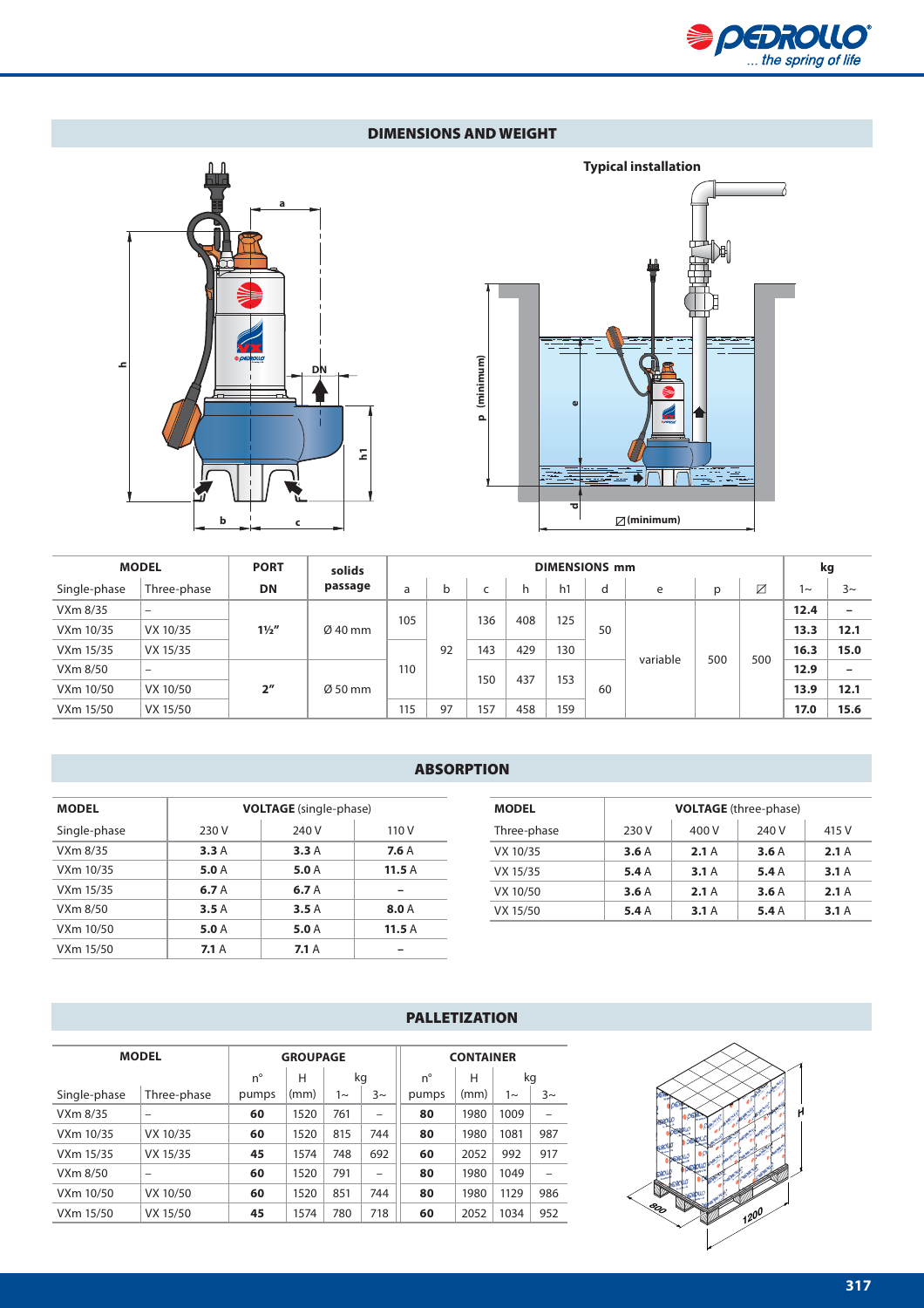## DIMENSIONS AND WEIGHT

Typical installation

| MODEL | | PORT | solids passage | DIMENSIONS mm | | | | | | | | | kg | |
|---|---|---|---|---|---|---|---|---|---|---|---|---|---|---|
| Single-phase | Three-phase | DN | | a | b | c | h | h1 | d | e | p | ◻ | 1~ | 3~ |
| VXm 8/35 | – | 1½" | Ø 40 mm | 105 | 92 | 136 | 408 | 125 | 50 | variable | 500 | 500 | **12.4** | – |
| VXm 10/35 | VX 10/35 | 1½" | Ø 40 mm | 105 | 92 | 136 | 408 | 125 | 50 | variable | 500 | 500 | **13.3** | **12.1** |
| VXm 15/35 | VX 15/35 | 1½" | Ø 40 mm | 110 | 92 | 143 | 429 | 130 | 50 | variable | 500 | 500 | **16.3** | **15.0** |
| VXm 8/50 | – | 2" | Ø 50 mm | 110 | 92 | 150 | 437 | 153 | 60 | variable | 500 | 500 | **12.9** | – |
| VXm 10/50 | VX 10/50 | 2" | Ø 50 mm | 110 | 92 | 150 | 437 | 153 | 60 | variable | 500 | 500 | **13.9** | **12.1** |
| VXm 15/50 | VX 15/50 | 2" | Ø 50 mm | 115 | 97 | 157 | 458 | 159 | 60 | variable | 500 | 500 | **17.0** | **15.6** |

## ABSORPTION

| MODEL | VOLTAGE (single-phase) | | |
|---|---|---|---|
| Single-phase | 230 V | 240 V | 110 V |
| VXm 8/35 | **3.3** A | **3.3** A | **7.6** A |
| VXm 10/35 | **5.0** A | **5.0** A | **11.5** A |
| VXm 15/35 | **6.7** A | **6.7** A | – |
| VXm 8/50 | **3.5** A | **3.5** A | **8.0** A |
| VXm 10/50 | **5.0** A | **5.0** A | **11.5** A |
| VXm 15/50 | **7.1** A | **7.1** A | – |

| MODEL | VOLTAGE (three-phase) | | | |
|---|---|---|---|---|
| Three-phase | 230 V | 400 V | 240 V | 415 V |
| VX 10/35 | **3.6** A | **2.1** A | **3.6** A | **2.1** A |
| VX 15/35 | **5.4** A | **3.1** A | **5.4** A | **3.1** A |
| VX 10/50 | **3.6** A | **2.1** A | **3.6** A | **2.1** A |
| VX 15/50 | **5.4** A | **3.1** A | **5.4** A | **3.1** A |

## PALLETIZATION

| MODEL | | GROUPAGE | | | | CONTAINER | | | |
|---|---|---|---|---|---|---|---|---|---|
| | | n° | H | kg | | n° | H | kg | |
| Single-phase | Three-phase | pumps | (mm) | 1~ | 3~ | pumps | (mm) | 1~ | 3~ |
| VXm 8/35 | – | **60** | 1520 | 761 | – | **80** | 1980 | 1009 | – |
| VXm 10/35 | VX 10/35 | **60** | 1520 | 815 | 744 | **80** | 1980 | 1081 | 987 |
| VXm 15/35 | VX 15/35 | **45** | 1574 | 748 | 692 | **60** | 2052 | 992 | 917 |
| VXm 8/50 | – | **60** | 1520 | 791 | – | **80** | 1980 | 1049 | – |
| VXm 10/50 | VX 10/50 | **60** | 1520 | 851 | 744 | **80** | 1980 | 1129 | 986 |
| VXm 15/50 | VX 15/50 | **45** | 1574 | 780 | 718 | **60** | 2052 | 1034 | 952 |